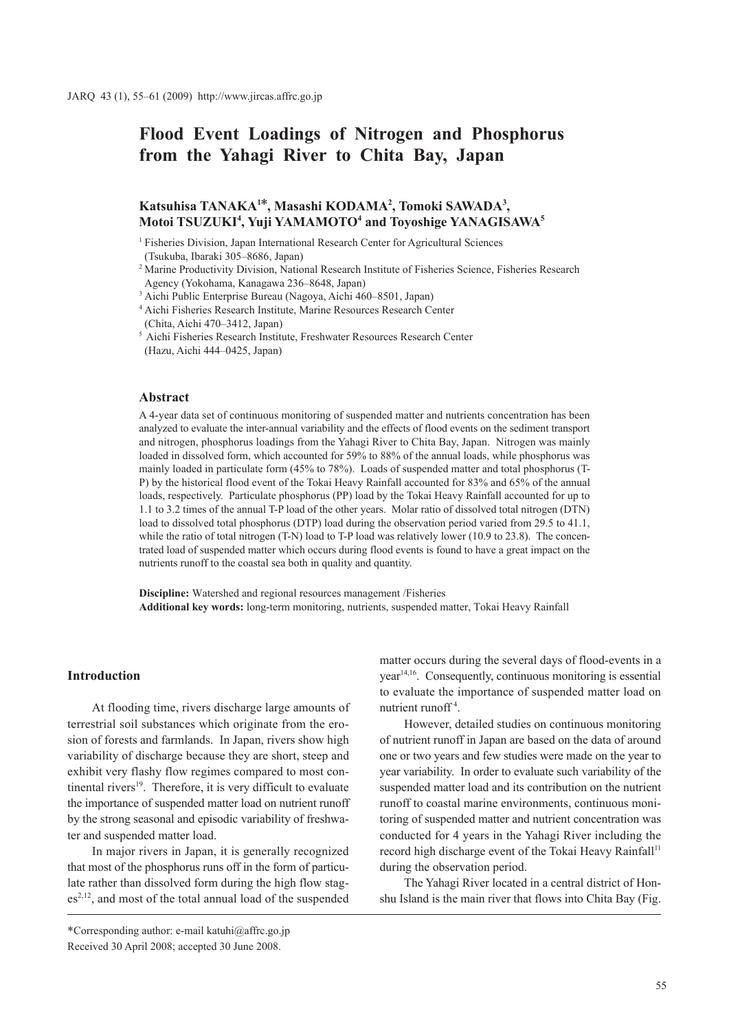# Flood Event Loadings of Nitrogen and Phosphorus from the Yahagi River to Chita Bay, Japan

**Katsuhisa TANAKA[1]*, Masashi KODAMA[2], Tomoki SAWADA[3], Motoi TSUZUKI[4], Yuji YAMAMOTO[4] and Toyoshige YANAGISAWA[5]**

[1] Fisheries Division, Japan International Research Center for Agricultural Sciences (Tsukuba, Ibaraki 305–8686, Japan)

[2] Marine Productivity Division, National Research Institute of Fisheries Science, Fisheries Research Agency (Yokohama, Kanagawa 236–8648, Japan)

[3] Aichi Public Enterprise Bureau (Nagoya, Aichi 460–8501, Japan)

[4] Aichi Fisheries Research Institute, Marine Resources Research Center (Chita, Aichi 470–3412, Japan)

[5] Aichi Fisheries Research Institute, Freshwater Resources Research Center (Hazu, Aichi 444–0425, Japan)

## Abstract

A 4-year data set of continuous monitoring of suspended matter and nutrients concentration has been analyzed to evaluate the inter-annual variability and the effects of flood events on the sediment transport and nitrogen, phosphorus loadings from the Yahagi River to Chita Bay, Japan. Nitrogen was mainly loaded in dissolved form, which accounted for 59% to 88% of the annual loads, while phosphorus was mainly loaded in particulate form (45% to 78%). Loads of suspended matter and total phosphorus (T-P) by the historical flood event of the Tokai Heavy Rainfall accounted for 83% and 65% of the annual loads, respectively. Particulate phosphorus (PP) load by the Tokai Heavy Rainfall accounted for up to 1.1 to 3.2 times of the annual T-P load of the other years. Molar ratio of dissolved total nitrogen (DTN) load to dissolved total phosphorus (DTP) load during the observation period varied from 29.5 to 41.1, while the ratio of total nitrogen (T-N) load to T-P load was relatively lower (10.9 to 23.8). The concentrated load of suspended matter which occurs during flood events is found to have a great impact on the nutrients runoff to the coastal sea both in quality and quantity.

**Discipline:** Watershed and regional resources management /Fisheries
**Additional key words:** long-term monitoring, nutrients, suspended matter, Tokai Heavy Rainfall

## Introduction

At flooding time, rivers discharge large amounts of terrestrial soil substances which originate from the erosion of forests and farmlands. In Japan, rivers show high variability of discharge because they are short, steep and exhibit very flashy flow regimes compared to most continental rivers[19]. Therefore, it is very difficult to evaluate the importance of suspended matter load on nutrient runoff by the strong seasonal and episodic variability of freshwater and suspended matter load.

In major rivers in Japan, it is generally recognized that most of the phosphorus runs off in the form of particulate rather than dissolved form during the high flow stages[2,12], and most of the total annual load of the suspended matter occurs during the several days of flood-events in a year[14,16]. Consequently, continuous monitoring is essential to evaluate the importance of suspended matter load on nutrient runoff[4].

However, detailed studies on continuous monitoring of nutrient runoff in Japan are based on the data of around one or two years and few studies were made on the year to year variability. In order to evaluate such variability of the suspended matter load and its contribution on the nutrient runoff to coastal marine environments, continuous monitoring of suspended matter and nutrient concentration was conducted for 4 years in the Yahagi River including the record high discharge event of the Tokai Heavy Rainfall[11] during the observation period.

The Yahagi River located in a central district of Honshu Island is the main river that flows into Chita Bay (Fig.

*Corresponding author: e-mail katuhi@affrc.go.jp
Received 30 April 2008; accepted 30 June 2008.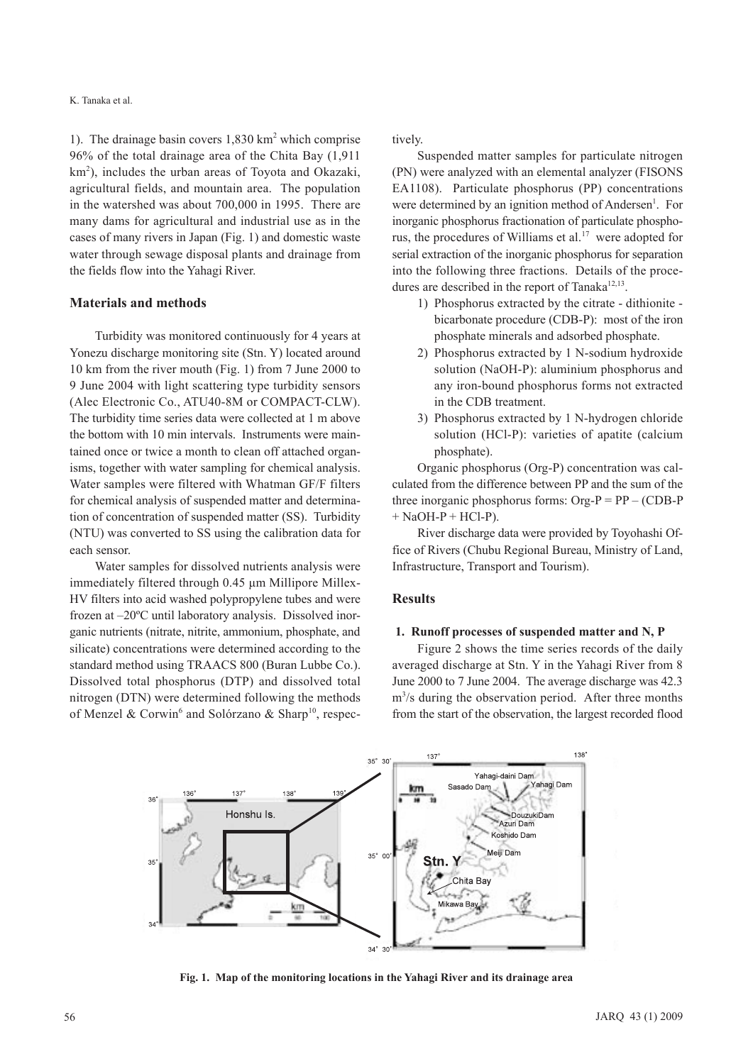1). The drainage basin covers 1,830 km$^2$ which comprise 96% of the total drainage area of the Chita Bay (1,911 km$^2$), includes the urban areas of Toyota and Okazaki, agricultural fields, and mountain area. The population in the watershed was about 700,000 in 1995. There are many dams for agricultural and industrial use as in the cases of many rivers in Japan (Fig. 1) and domestic waste water through sewage disposal plants and drainage from the fields flow into the Yahagi River.

## Materials and methods

Turbidity was monitored continuously for 4 years at Yonezu discharge monitoring site (Stn. Y) located around 10 km from the river mouth (Fig. 1) from 7 June 2000 to 9 June 2004 with light scattering type turbidity sensors (Alec Electronic Co., ATU40-8M or COMPACT-CLW). The turbidity time series data were collected at 1 m above the bottom with 10 min intervals. Instruments were maintained once or twice a month to clean off attached organisms, together with water sampling for chemical analysis. Water samples were filtered with Whatman GF/F filters for chemical analysis of suspended matter and determination of concentration of suspended matter (SS). Turbidity (NTU) was converted to SS using the calibration data for each sensor.

Water samples for dissolved nutrients analysis were immediately filtered through 0.45 μm Millipore Millex-HV filters into acid washed polypropylene tubes and were frozen at –20ºC until laboratory analysis. Dissolved inorganic nutrients (nitrate, nitrite, ammonium, phosphate, and silicate) concentrations were determined according to the standard method using TRAACS 800 (Buran Lubbe Co.). Dissolved total phosphorus (DTP) and dissolved total nitrogen (DTN) were determined following the methods of Menzel & Corwin[6] and Solórzano & Sharp[10], respectively.

Suspended matter samples for particulate nitrogen (PN) were analyzed with an elemental analyzer (FISONS EA1108). Particulate phosphorus (PP) concentrations were determined by an ignition method of Andersen[1]. For inorganic phosphorus fractionation of particulate phosphorus, the procedures of Williams et al.[17] were adopted for serial extraction of the inorganic phosphorus for separation into the following three fractions. Details of the procedures are described in the report of Tanaka[12,13].

1) Phosphorus extracted by the citrate - dithionite - bicarbonate procedure (CDB-P): most of the iron phosphate minerals and adsorbed phosphate.
2) Phosphorus extracted by 1 N-sodium hydroxide solution (NaOH-P): aluminium phosphorus and any iron-bound phosphorus forms not extracted in the CDB treatment.
3) Phosphorus extracted by 1 N-hydrogen chloride solution (HCl-P): varieties of apatite (calcium phosphate).

Organic phosphorus (Org-P) concentration was calculated from the difference between PP and the sum of the three inorganic phosphorus forms: Org-P = PP – (CDB-P + NaOH-P + HCl-P).

River discharge data were provided by Toyohashi Office of Rivers (Chubu Regional Bureau, Ministry of Land, Infrastructure, Transport and Tourism).

## Results

### 1. Runoff processes of suspended matter and N, P

Figure 2 shows the time series records of the daily averaged discharge at Stn. Y in the Yahagi River from 8 June 2000 to 7 June 2004. The average discharge was 42.3 m$^3$/s during the observation period. After three months from the start of the observation, the largest recorded flood

**Fig. 1. Map of the monitoring locations in the Yahagi River and its drainage area**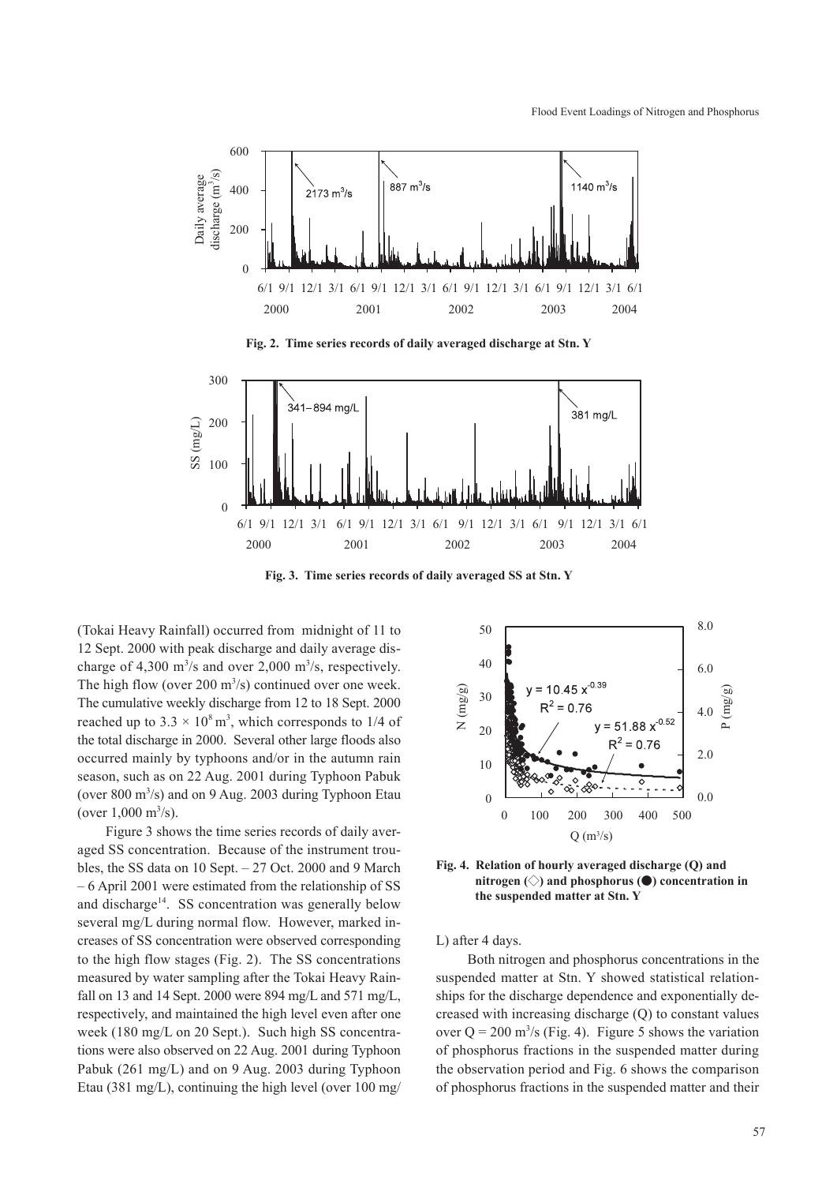Fig. 2. Time series records of daily averaged discharge at Stn. Y

Fig. 3. Time series records of daily averaged SS at Stn. Y

(Tokai Heavy Rainfall) occurred from midnight of 11 to 12 Sept. 2000 with peak discharge and daily average discharge of 4,300 $m^3$/s and over 2,000 $m^3$/s, respectively. The high flow (over 200 $m^3$/s) continued over one week. The cumulative weekly discharge from 12 to 18 Sept. 2000 reached up to $3.3 \times 10^8$ $m^3$, which corresponds to 1/4 of the total discharge in 2000. Several other large floods also occurred mainly by typhoons and/or in the autumn rain season, such as on 22 Aug. 2001 during Typhoon Pabuk (over 800 $m^3$/s) and on 9 Aug. 2003 during Typhoon Etau (over 1,000 $m^3$/s).

Figure 3 shows the time series records of daily averaged SS concentration. Because of the instrument troubles, the SS data on 10 Sept. – 27 Oct. 2000 and 9 March – 6 April 2001 were estimated from the relationship of SS and discharge[14]. SS concentration was generally below several mg/L during normal flow. However, marked increases of SS concentration were observed corresponding to the high flow stages (Fig. 2). The SS concentrations measured by water sampling after the Tokai Heavy Rainfall on 13 and 14 Sept. 2000 were 894 mg/L and 571 mg/L, respectively, and maintained the high level even after one week (180 mg/L on 20 Sept.). Such high SS concentrations were also observed on 22 Aug. 2001 during Typhoon Pabuk (261 mg/L) and on 9 Aug. 2003 during Typhoon Etau (381 mg/L), continuing the high level (over 100 mg/L) after 4 days.

Fig. 4. Relation of hourly averaged discharge (Q) and nitrogen (◇) and phosphorus (●) concentration in the suspended matter at Stn. Y

Both nitrogen and phosphorus concentrations in the suspended matter at Stn. Y showed statistical relationships for the discharge dependence and exponentially decreased with increasing discharge (Q) to constant values over Q = 200 $m^3$/s (Fig. 4). Figure 5 shows the variation of phosphorus fractions in the suspended matter during the observation period and Fig. 6 shows the comparison of phosphorus fractions in the suspended matter and their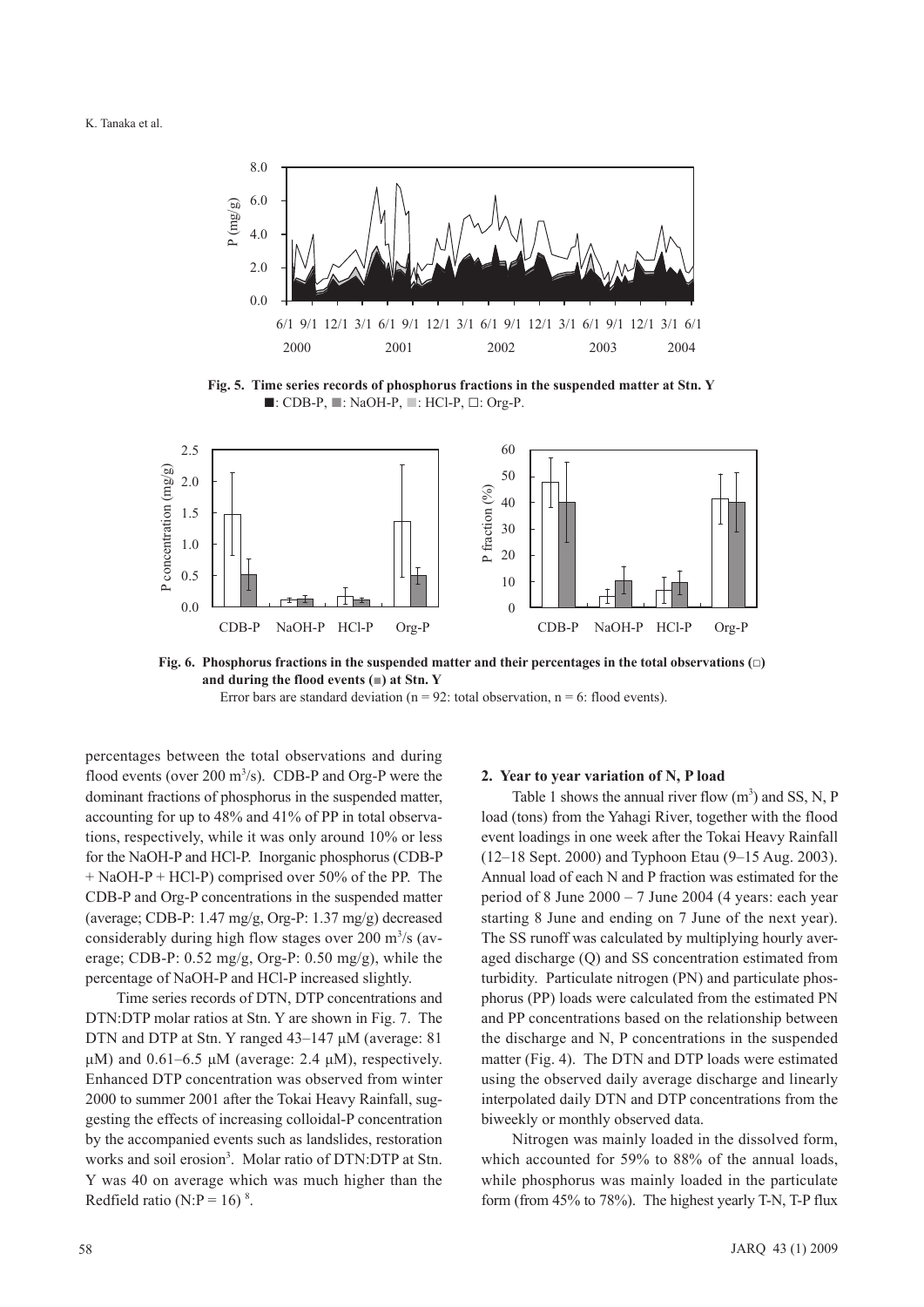**Fig. 5. Time series records of phosphorus fractions in the suspended matter at Stn. Y**
■: CDB-P, ■: NaOH-P, ■: HCl-P, □: Org-P.

**Fig. 6. Phosphorus fractions in the suspended matter and their percentages in the total observations (□) and during the flood events (■) at Stn. Y**

Error bars are standard deviation (n = 92: total observation, n = 6: flood events).

percentages between the total observations and during flood events (over 200 $m^3$/s). CDB-P and Org-P were the dominant fractions of phosphorus in the suspended matter, accounting for up to 48% and 41% of PP in total observations, respectively, while it was only around 10% or less for the NaOH-P and HCl-P. Inorganic phosphorus (CDB-P + NaOH-P + HCl-P) comprised over 50% of the PP. The CDB-P and Org-P concentrations in the suspended matter (average; CDB-P: 1.47 mg/g, Org-P: 1.37 mg/g) decreased considerably during high flow stages over 200 $m^3$/s (average; CDB-P: 0.52 mg/g, Org-P: 0.50 mg/g), while the percentage of NaOH-P and HCl-P increased slightly.

Time series records of DTN, DTP concentrations and DTN:DTP molar ratios at Stn. Y are shown in Fig. 7. The DTN and DTP at Stn. Y ranged 43–147 μM (average: 81 μM) and 0.61–6.5 μM (average: 2.4 μM), respectively. Enhanced DTP concentration was observed from winter 2000 to summer 2001 after the Tokai Heavy Rainfall, suggesting the effects of increasing colloidal-P concentration by the accompanied events such as landslides, restoration works and soil erosion[3]. Molar ratio of DTN:DTP at Stn. Y was 40 on average which was much higher than the Redfield ratio (N:P = 16)[8].

## 2. Year to year variation of N, P load

Table 1 shows the annual river flow ($m^3$) and SS, N, P load (tons) from the Yahagi River, together with the flood event loadings in one week after the Tokai Heavy Rainfall (12–18 Sept. 2000) and Typhoon Etau (9–15 Aug. 2003). Annual load of each N and P fraction was estimated for the period of 8 June 2000 – 7 June 2004 (4 years: each year starting 8 June and ending on 7 June of the next year). The SS runoff was calculated by multiplying hourly averaged discharge (Q) and SS concentration estimated from turbidity. Particulate nitrogen (PN) and particulate phosphorus (PP) loads were calculated from the estimated PN and PP concentrations based on the relationship between the discharge and N, P concentrations in the suspended matter (Fig. 4). The DTN and DTP loads were estimated using the observed daily average discharge and linearly interpolated daily DTN and DTP concentrations from the biweekly or monthly observed data.

Nitrogen was mainly loaded in the dissolved form, which accounted for 59% to 88% of the annual loads, while phosphorus was mainly loaded in the particulate form (from 45% to 78%). The highest yearly T-N, T-P flux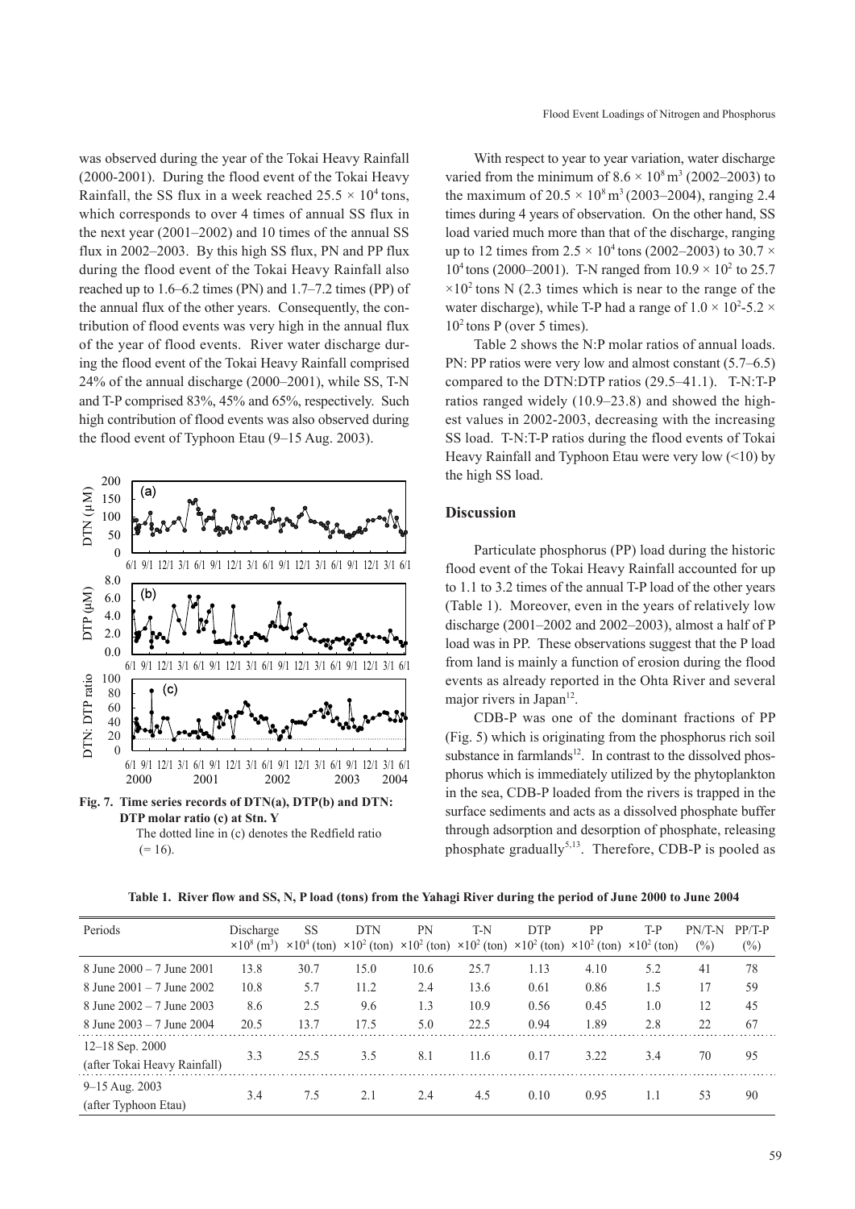was observed during the year of the Tokai Heavy Rainfall (2000-2001). During the flood event of the Tokai Heavy Rainfall, the SS flux in a week reached $25.5 \times 10^4$ tons, which corresponds to over 4 times of annual SS flux in the next year (2001–2002) and 10 times of the annual SS flux in 2002–2003. By this high SS flux, PN and PP flux during the flood event of the Tokai Heavy Rainfall also reached up to 1.6–6.2 times (PN) and 1.7–7.2 times (PP) of the annual flux of the other years. Consequently, the contribution of flood events was very high in the annual flux of the year of flood events. River water discharge during the flood event of the Tokai Heavy Rainfall comprised 24% of the annual discharge (2000–2001), while SS, T-N and T-P comprised 83%, 45% and 65%, respectively. Such high contribution of flood events was also observed during the flood event of Typhoon Etau (9–15 Aug. 2003).

**Fig. 7. Time series records of DTN(a), DTP(b) and DTN: DTP molar ratio (c) at Stn. Y**
The dotted line in (c) denotes the Redfield ratio (= 16).

With respect to year to year variation, water discharge varied from the minimum of $8.6 \times 10^8$ m$^3$ (2002–2003) to the maximum of $20.5 \times 10^8$ m$^3$ (2003–2004), ranging 2.4 times during 4 years of observation. On the other hand, SS load varied much more than that of the discharge, ranging up to 12 times from $2.5 \times 10^4$ tons (2002–2003) to $30.7 \times 10^4$ tons (2000–2001). T-N ranged from $10.9 \times 10^2$ to $25.7 \times 10^2$ tons N (2.3 times which is near to the range of the water discharge), while T-P had a range of $1.0 \times 10^2$-$5.2 \times 10^2$ tons P (over 5 times).

Table 2 shows the N:P molar ratios of annual loads. PN: PP ratios were very low and almost constant (5.7–6.5) compared to the DTN:DTP ratios (29.5–41.1). T-N:T-P ratios ranged widely (10.9–23.8) and showed the highest values in 2002-2003, decreasing with the increasing SS load. T-N:T-P ratios during the flood events of Tokai Heavy Rainfall and Typhoon Etau were very low (<10) by the high SS load.

## Discussion

Particulate phosphorus (PP) load during the historic flood event of the Tokai Heavy Rainfall accounted for up to 1.1 to 3.2 times of the annual T-P load of the other years (Table 1). Moreover, even in the years of relatively low discharge (2001–2002 and 2002–2003), almost a half of P load was in PP. These observations suggest that the P load from land is mainly a function of erosion during the flood events as already reported in the Ohta River and several major rivers in Japan[12].

CDB-P was one of the dominant fractions of PP (Fig. 5) which is originating from the phosphorus rich soil substance in farmlands[12]. In contrast to the dissolved phosphorus which is immediately utilized by the phytoplankton in the sea, CDB-P loaded from the rivers is trapped in the surface sediments and acts as a dissolved phosphate buffer through adsorption and desorption of phosphate, releasing phosphate gradually[5,13]. Therefore, CDB-P is pooled as

**Table 1. River flow and SS, N, P load (tons) from the Yahagi River during the period of June 2000 to June 2004**

| Periods | Discharge $\times 10^8$ (m$^3$) | SS $\times 10^4$ (ton) | DTN $\times 10^2$ (ton) | PN $\times 10^2$ (ton) | T-N $\times 10^2$ (ton) | DTP $\times 10^2$ (ton) | PP $\times 10^2$ (ton) | T-P $\times 10^2$ (ton) | PN/T-N (%) | PP/T-P (%) |
|---|---|---|---|---|---|---|---|---|---|---|
| 8 June 2000 – 7 June 2001 | 13.8 | 30.7 | 15.0 | 10.6 | 25.7 | 1.13 | 4.10 | 5.2 | 41 | 78 |
| 8 June 2001 – 7 June 2002 | 10.8 | 5.7 | 11.2 | 2.4 | 13.6 | 0.61 | 0.86 | 1.5 | 17 | 59 |
| 8 June 2002 – 7 June 2003 | 8.6 | 2.5 | 9.6 | 1.3 | 10.9 | 0.56 | 0.45 | 1.0 | 12 | 45 |
| 8 June 2003 – 7 June 2004 | 20.5 | 13.7 | 17.5 | 5.0 | 22.5 | 0.94 | 1.89 | 2.8 | 22 | 67 |
| 12–18 Sep. 2000 (after Tokai Heavy Rainfall) | 3.3 | 25.5 | 3.5 | 8.1 | 11.6 | 0.17 | 3.22 | 3.4 | 70 | 95 |
| 9–15 Aug. 2003 (after Typhoon Etau) | 3.4 | 7.5 | 2.1 | 2.4 | 4.5 | 0.10 | 0.95 | 1.1 | 53 | 90 |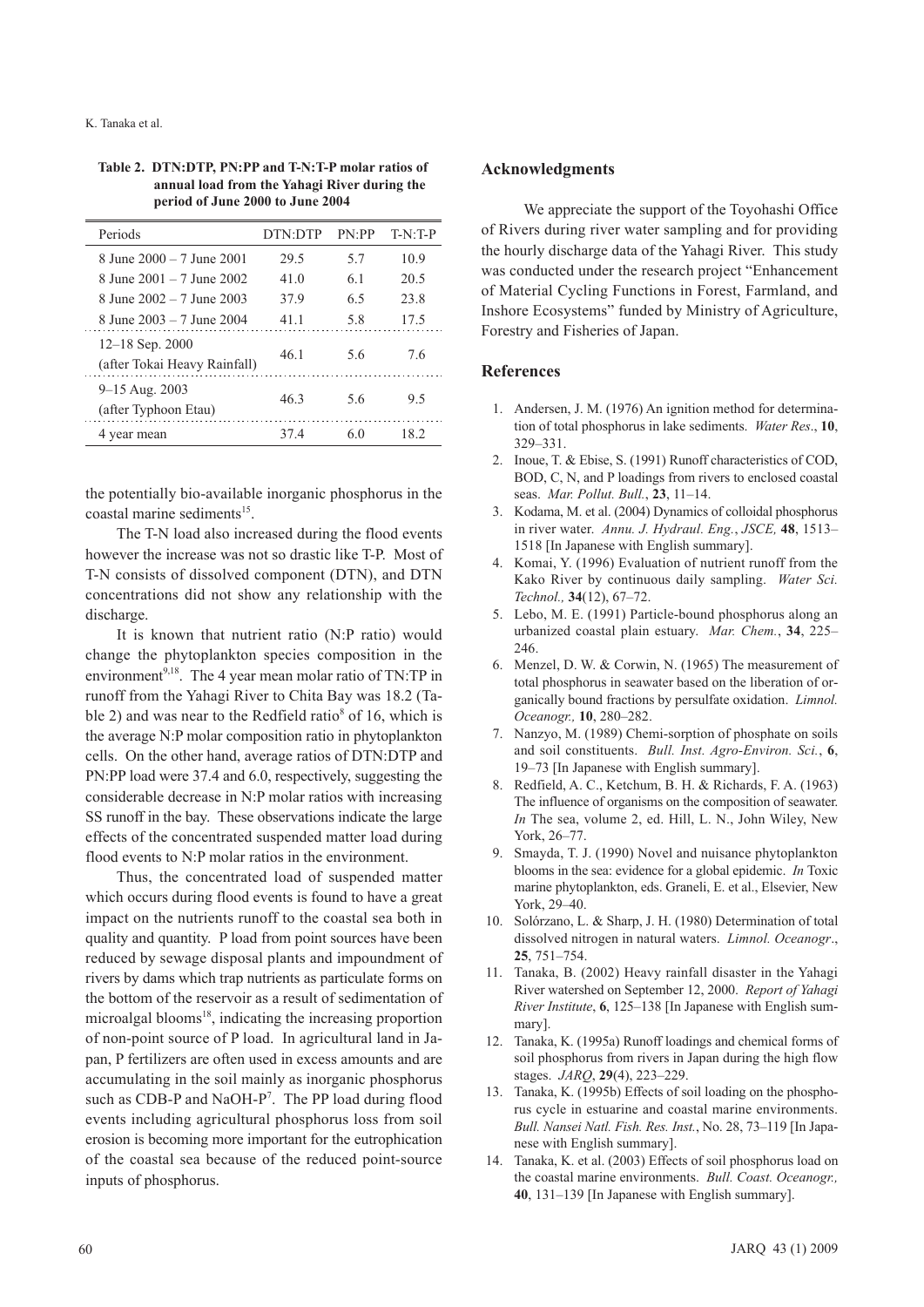**Table 2. DTN:DTP, PN:PP and T-N:T-P molar ratios of annual load from the Yahagi River during the period of June 2000 to June 2004**

| Periods | DTN:DTP | PN:PP | T-N:T-P |
|---|---|---|---|
| 8 June 2000 – 7 June 2001 | 29.5 | 5.7 | 10.9 |
| 8 June 2001 – 7 June 2002 | 41.0 | 6.1 | 20.5 |
| 8 June 2002 – 7 June 2003 | 37.9 | 6.5 | 23.8 |
| 8 June 2003 – 7 June 2004 | 41.1 | 5.8 | 17.5 |
| 12–18 Sep. 2000 (after Tokai Heavy Rainfall) | 46.1 | 5.6 | 7.6 |
| 9–15 Aug. 2003 (after Typhoon Etau) | 46.3 | 5.6 | 9.5 |
| 4 year mean | 37.4 | 6.0 | 18.2 |

the potentially bio-available inorganic phosphorus in the coastal marine sediments[15].

The T-N load also increased during the flood events however the increase was not so drastic like T-P. Most of T-N consists of dissolved component (DTN), and DTN concentrations did not show any relationship with the discharge.

It is known that nutrient ratio (N:P ratio) would change the phytoplankton species composition in the environment[9,18]. The 4 year mean molar ratio of TN:TP in runoff from the Yahagi River to Chita Bay was 18.2 (Table 2) and was near to the Redfield ratio[8] of 16, which is the average N:P molar composition ratio in phytoplankton cells. On the other hand, average ratios of DTN:DTP and PN:PP load were 37.4 and 6.0, respectively, suggesting the considerable decrease in N:P molar ratios with increasing SS runoff in the bay. These observations indicate the large effects of the concentrated suspended matter load during flood events to N:P molar ratios in the environment.

Thus, the concentrated load of suspended matter which occurs during flood events is found to have a great impact on the nutrients runoff to the coastal sea both in quality and quantity. P load from point sources have been reduced by sewage disposal plants and impoundment of rivers by dams which trap nutrients as particulate forms on the bottom of the reservoir as a result of sedimentation of microalgal blooms[18], indicating the increasing proportion of non-point source of P load. In agricultural land in Japan, P fertilizers are often used in excess amounts and are accumulating in the soil mainly as inorganic phosphorus such as CDB-P and NaOH-P[7]. The PP load during flood events including agricultural phosphorus loss from soil erosion is becoming more important for the eutrophication of the coastal sea because of the reduced point-source inputs of phosphorus.

## Acknowledgments

We appreciate the support of the Toyohashi Office of Rivers during river water sampling and for providing the hourly discharge data of the Yahagi River. This study was conducted under the research project "Enhancement of Material Cycling Functions in Forest, Farmland, and Inshore Ecosystems" funded by Ministry of Agriculture, Forestry and Fisheries of Japan.

## References

1. Andersen, J. M. (1976) An ignition method for determination of total phosphorus in lake sediments. *Water Res*., **10**, 329–331.
2. Inoue, T. & Ebise, S. (1991) Runoff characteristics of COD, BOD, C, N, and P loadings from rivers to enclosed coastal seas. *Mar. Pollut. Bull.*, **23**, 11–14.
3. Kodama, M. et al. (2004) Dynamics of colloidal phosphorus in river water. *Annu. J. Hydraul. Eng.*, *JSCE,* **48**, 1513–1518 [In Japanese with English summary].
4. Komai, Y. (1996) Evaluation of nutrient runoff from the Kako River by continuous daily sampling. *Water Sci. Technol.,* **34**(12), 67–72.
5. Lebo, M. E. (1991) Particle-bound phosphorus along an urbanized coastal plain estuary. *Mar. Chem.*, **34**, 225–246.
6. Menzel, D. W. & Corwin, N. (1965) The measurement of total phosphorus in seawater based on the liberation of organically bound fractions by persulfate oxidation. *Limnol. Oceanogr.,* **10**, 280–282.
7. Nanzyo, M. (1989) Chemi-sorption of phosphate on soils and soil constituents. *Bull. Inst. Agro-Environ. Sci.*, **6**, 19–73 [In Japanese with English summary].
8. Redfield, A. C., Ketchum, B. H. & Richards, F. A. (1963) The influence of organisms on the composition of seawater. *In* The sea, volume 2, ed. Hill, L. N., John Wiley, New York, 26–77.
9. Smayda, T. J. (1990) Novel and nuisance phytoplankton blooms in the sea: evidence for a global epidemic. *In* Toxic marine phytoplankton, eds. Graneli, E. et al., Elsevier, New York, 29–40.
10. Solórzano, L. & Sharp, J. H. (1980) Determination of total dissolved nitrogen in natural waters. *Limnol. Oceanogr*., **25**, 751–754.
11. Tanaka, B. (2002) Heavy rainfall disaster in the Yahagi River watershed on September 12, 2000. *Report of Yahagi River Institute*, **6**, 125–138 [In Japanese with English summary].
12. Tanaka, K. (1995a) Runoff loadings and chemical forms of soil phosphorus from rivers in Japan during the high flow stages. *JARQ*, **29**(4), 223–229.
13. Tanaka, K. (1995b) Effects of soil loading on the phosphorus cycle in estuarine and coastal marine environments. *Bull. Nansei Natl. Fish. Res. Inst.*, No. 28, 73–119 [In Japanese with English summary].
14. Tanaka, K. et al. (2003) Effects of soil phosphorus load on the coastal marine environments. *Bull. Coast. Oceanogr.,* **40**, 131–139 [In Japanese with English summary].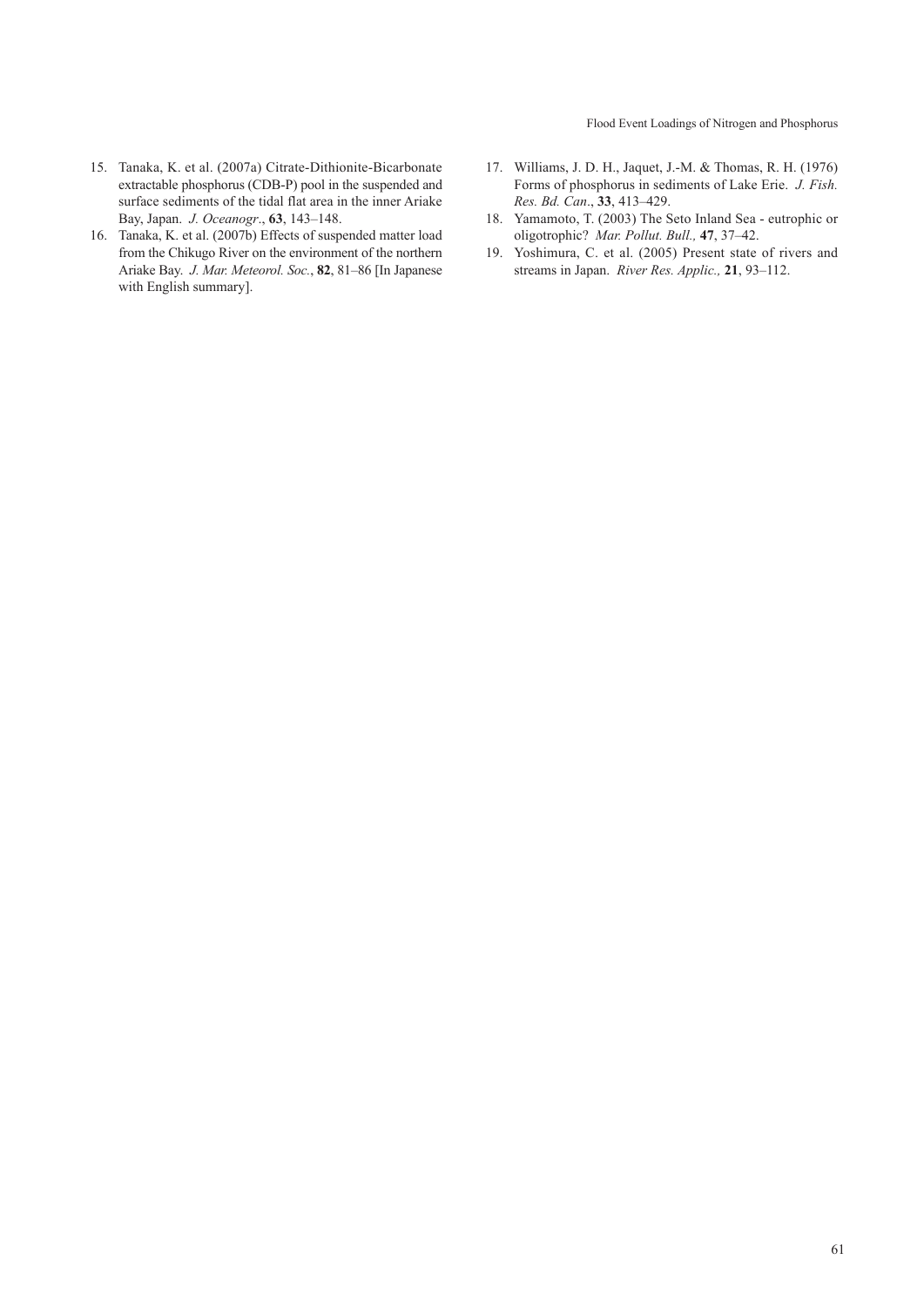15. Tanaka, K. et al. (2007a) Citrate-Dithionite-Bicarbonate extractable phosphorus (CDB-P) pool in the suspended and surface sediments of the tidal flat area in the inner Ariake Bay, Japan. *J. Oceanogr*., **63**, 143–148.
16. Tanaka, K. et al. (2007b) Effects of suspended matter load from the Chikugo River on the environment of the northern Ariake Bay. *J. Mar. Meteorol. Soc.*, **82**, 81–86 [In Japanese with English summary].
17. Williams, J. D. H., Jaquet, J.-M. & Thomas, R. H. (1976) Forms of phosphorus in sediments of Lake Erie. *J. Fish. Res. Bd. Can*., **33**, 413–429.
18. Yamamoto, T. (2003) The Seto Inland Sea - eutrophic or oligotrophic? *Mar. Pollut. Bull.,* **47**, 37–42.
19. Yoshimura, C. et al. (2005) Present state of rivers and streams in Japan. *River Res. Applic.,* **21**, 93–112.